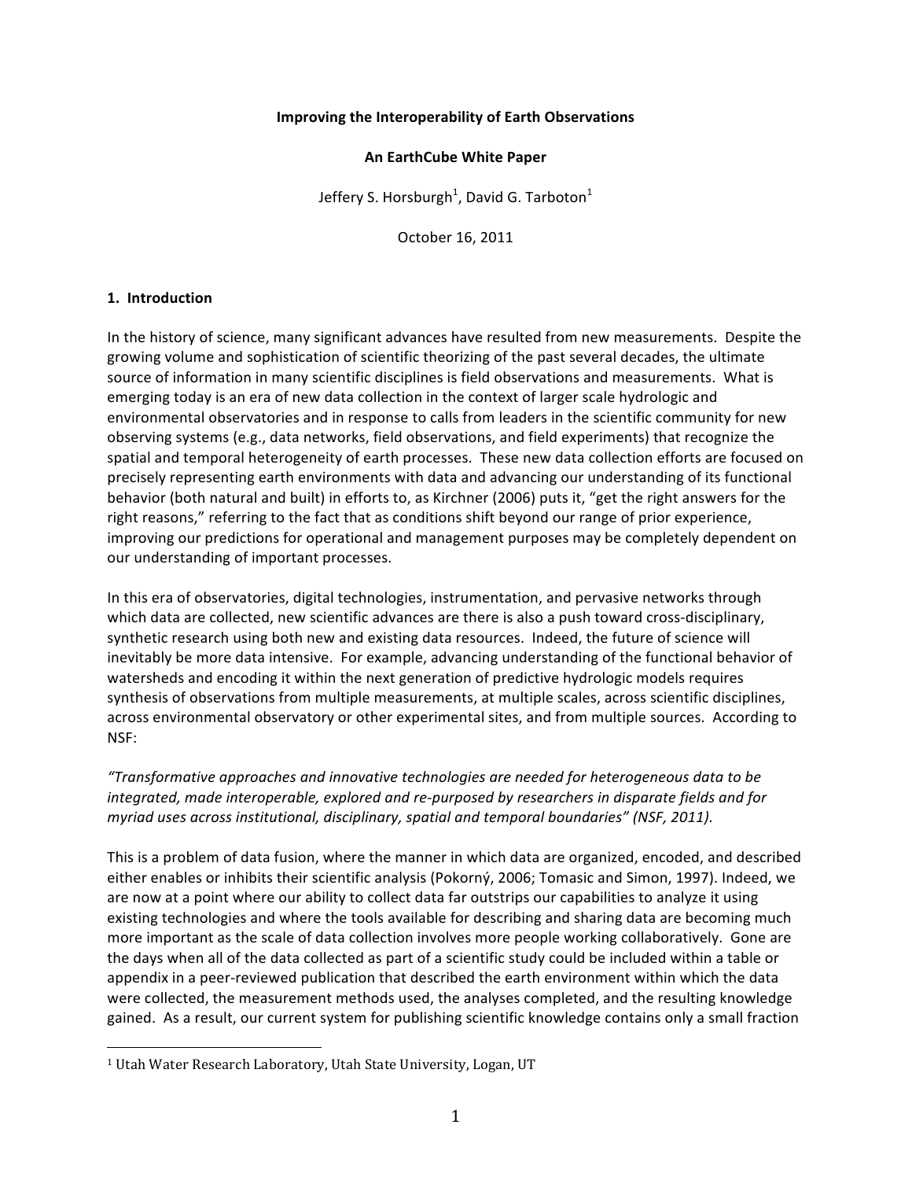**Improving the Interoperability of Earth Observations**

**An EarthCube White Paper**

Jeffery S. Horsburgh[1], David G. Tarboton[1]

October 16, 2011

## 1. Introduction

In the history of science, many significant advances have resulted from new measurements. Despite the growing volume and sophistication of scientific theorizing of the past several decades, the ultimate source of information in many scientific disciplines is field observations and measurements. What is emerging today is an era of new data collection in the context of larger scale hydrologic and environmental observatories and in response to calls from leaders in the scientific community for new observing systems (e.g., data networks, field observations, and field experiments) that recognize the spatial and temporal heterogeneity of earth processes. These new data collection efforts are focused on precisely representing earth environments with data and advancing our understanding of its functional behavior (both natural and built) in efforts to, as Kirchner (2006) puts it, "get the right answers for the right reasons," referring to the fact that as conditions shift beyond our range of prior experience, improving our predictions for operational and management purposes may be completely dependent on our understanding of important processes.

In this era of observatories, digital technologies, instrumentation, and pervasive networks through which data are collected, new scientific advances are there is also a push toward cross-disciplinary, synthetic research using both new and existing data resources. Indeed, the future of science will inevitably be more data intensive. For example, advancing understanding of the functional behavior of watersheds and encoding it within the next generation of predictive hydrologic models requires synthesis of observations from multiple measurements, at multiple scales, across scientific disciplines, across environmental observatory or other experimental sites, and from multiple sources. According to NSF:

*"Transformative approaches and innovative technologies are needed for heterogeneous data to be integrated, made interoperable, explored and re-purposed by researchers in disparate fields and for myriad uses across institutional, disciplinary, spatial and temporal boundaries" (NSF, 2011).*

This is a problem of data fusion, where the manner in which data are organized, encoded, and described either enables or inhibits their scientific analysis (Pokorný, 2006; Tomasic and Simon, 1997). Indeed, we are now at a point where our ability to collect data far outstrips our capabilities to analyze it using existing technologies and where the tools available for describing and sharing data are becoming much more important as the scale of data collection involves more people working collaboratively. Gone are the days when all of the data collected as part of a scientific study could be included within a table or appendix in a peer-reviewed publication that described the earth environment within which the data were collected, the measurement methods used, the analyses completed, and the resulting knowledge gained. As a result, our current system for publishing scientific knowledge contains only a small fraction

[1] Utah Water Research Laboratory, Utah State University, Logan, UT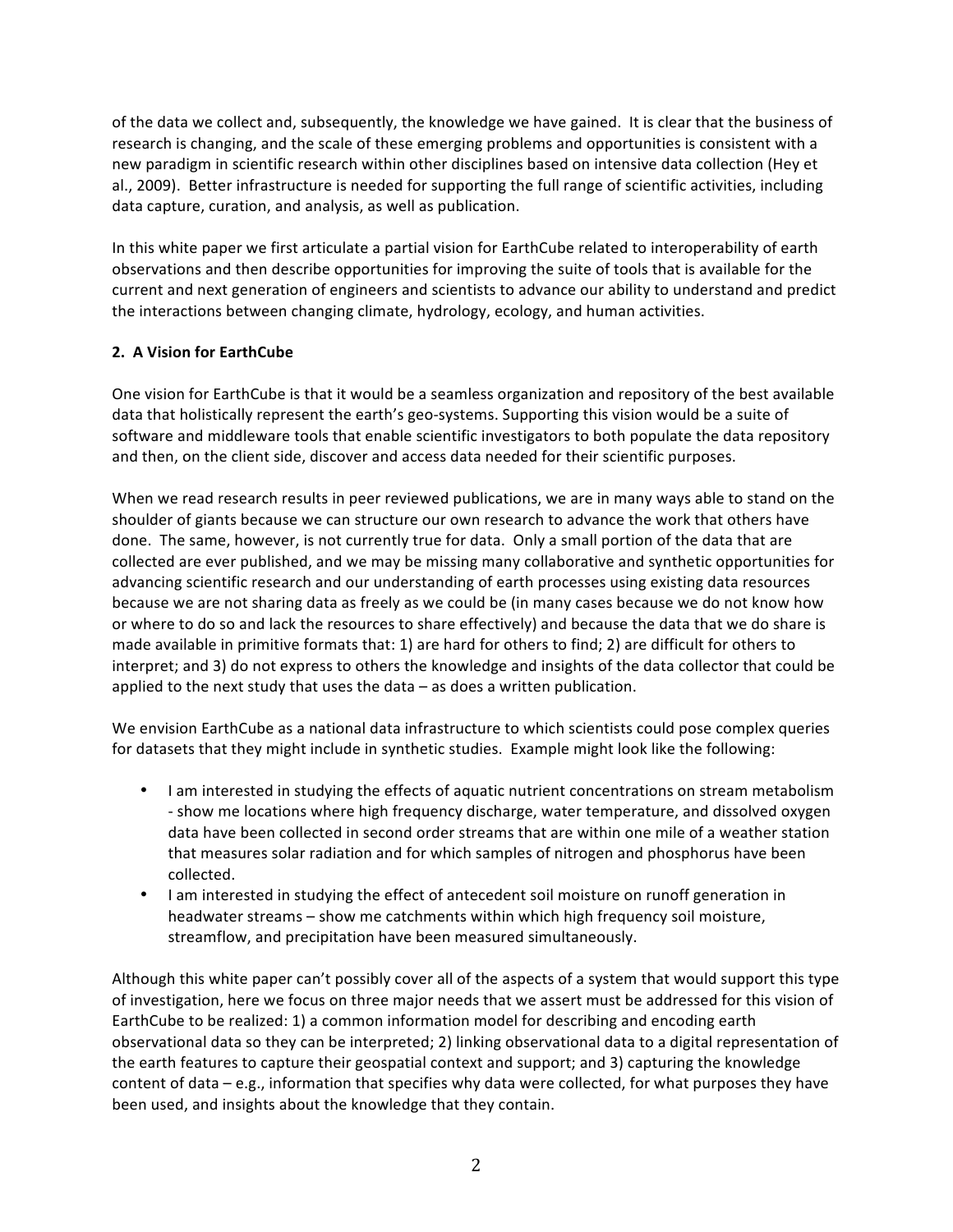of the data we collect and, subsequently, the knowledge we have gained. It is clear that the business of research is changing, and the scale of these emerging problems and opportunities is consistent with a new paradigm in scientific research within other disciplines based on intensive data collection (Hey et al., 2009). Better infrastructure is needed for supporting the full range of scientific activities, including data capture, curation, and analysis, as well as publication.

In this white paper we first articulate a partial vision for EarthCube related to interoperability of earth observations and then describe opportunities for improving the suite of tools that is available for the current and next generation of engineers and scientists to advance our ability to understand and predict the interactions between changing climate, hydrology, ecology, and human activities.

## 2. A Vision for EarthCube

One vision for EarthCube is that it would be a seamless organization and repository of the best available data that holistically represent the earth's geo-systems. Supporting this vision would be a suite of software and middleware tools that enable scientific investigators to both populate the data repository and then, on the client side, discover and access data needed for their scientific purposes.

When we read research results in peer reviewed publications, we are in many ways able to stand on the shoulder of giants because we can structure our own research to advance the work that others have done. The same, however, is not currently true for data. Only a small portion of the data that are collected are ever published, and we may be missing many collaborative and synthetic opportunities for advancing scientific research and our understanding of earth processes using existing data resources because we are not sharing data as freely as we could be (in many cases because we do not know how or where to do so and lack the resources to share effectively) and because the data that we do share is made available in primitive formats that: 1) are hard for others to find; 2) are difficult for others to interpret; and 3) do not express to others the knowledge and insights of the data collector that could be applied to the next study that uses the data – as does a written publication.

We envision EarthCube as a national data infrastructure to which scientists could pose complex queries for datasets that they might include in synthetic studies. Example might look like the following:

- I am interested in studying the effects of aquatic nutrient concentrations on stream metabolism - show me locations where high frequency discharge, water temperature, and dissolved oxygen data have been collected in second order streams that are within one mile of a weather station that measures solar radiation and for which samples of nitrogen and phosphorus have been collected.
- I am interested in studying the effect of antecedent soil moisture on runoff generation in headwater streams – show me catchments within which high frequency soil moisture, streamflow, and precipitation have been measured simultaneously.

Although this white paper can't possibly cover all of the aspects of a system that would support this type of investigation, here we focus on three major needs that we assert must be addressed for this vision of EarthCube to be realized: 1) a common information model for describing and encoding earth observational data so they can be interpreted; 2) linking observational data to a digital representation of the earth features to capture their geospatial context and support; and 3) capturing the knowledge content of data – e.g., information that specifies why data were collected, for what purposes they have been used, and insights about the knowledge that they contain.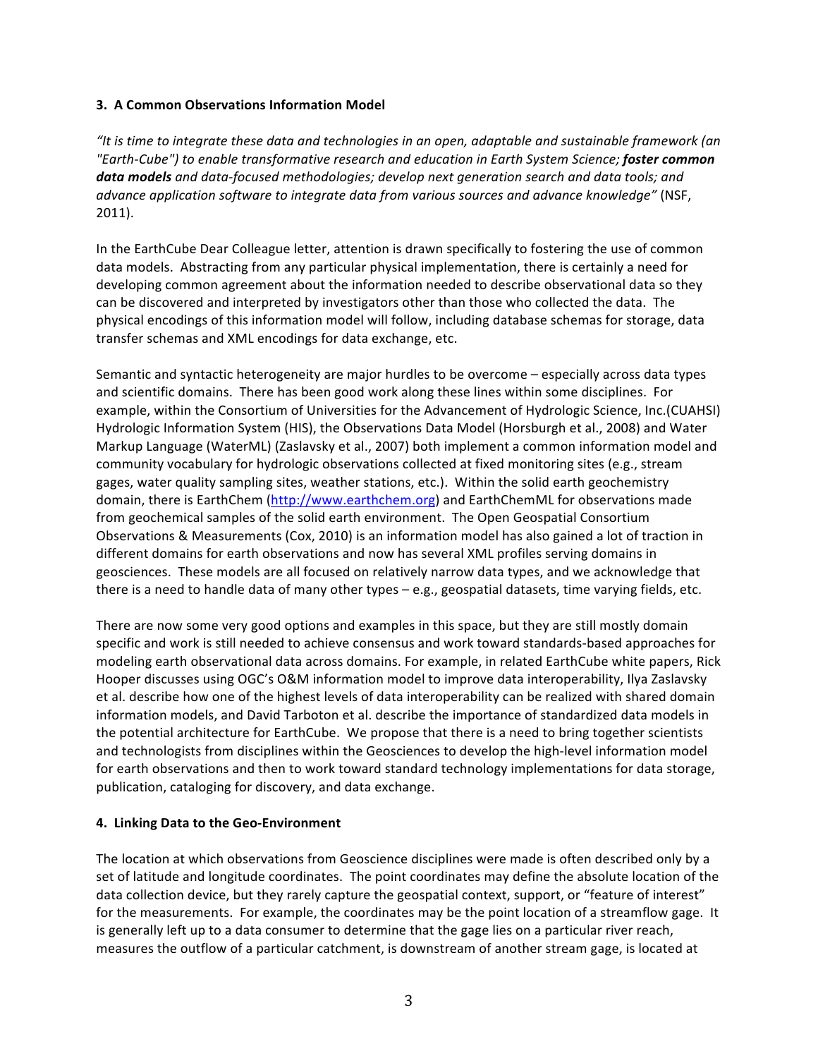### 3. A Common Observations Information Model

*"It is time to integrate these data and technologies in an open, adaptable and sustainable framework (an "Earth-Cube") to enable transformative research and education in Earth System Science; **foster common data models** and data-focused methodologies; develop next generation search and data tools; and advance application software to integrate data from various sources and advance knowledge"* (NSF, 2011).

In the EarthCube Dear Colleague letter, attention is drawn specifically to fostering the use of common data models. Abstracting from any particular physical implementation, there is certainly a need for developing common agreement about the information needed to describe observational data so they can be discovered and interpreted by investigators other than those who collected the data. The physical encodings of this information model will follow, including database schemas for storage, data transfer schemas and XML encodings for data exchange, etc.

Semantic and syntactic heterogeneity are major hurdles to be overcome – especially across data types and scientific domains. There has been good work along these lines within some disciplines. For example, within the Consortium of Universities for the Advancement of Hydrologic Science, Inc.(CUAHSI) Hydrologic Information System (HIS), the Observations Data Model (Horsburgh et al., 2008) and Water Markup Language (WaterML) (Zaslavsky et al., 2007) both implement a common information model and community vocabulary for hydrologic observations collected at fixed monitoring sites (e.g., stream gages, water quality sampling sites, weather stations, etc.). Within the solid earth geochemistry domain, there is EarthChem (http://www.earthchem.org) and EarthChemML for observations made from geochemical samples of the solid earth environment. The Open Geospatial Consortium Observations & Measurements (Cox, 2010) is an information model has also gained a lot of traction in different domains for earth observations and now has several XML profiles serving domains in geosciences. These models are all focused on relatively narrow data types, and we acknowledge that there is a need to handle data of many other types – e.g., geospatial datasets, time varying fields, etc.

There are now some very good options and examples in this space, but they are still mostly domain specific and work is still needed to achieve consensus and work toward standards-based approaches for modeling earth observational data across domains. For example, in related EarthCube white papers, Rick Hooper discusses using OGC's O&M information model to improve data interoperability, Ilya Zaslavsky et al. describe how one of the highest levels of data interoperability can be realized with shared domain information models, and David Tarboton et al. describe the importance of standardized data models in the potential architecture for EarthCube. We propose that there is a need to bring together scientists and technologists from disciplines within the Geosciences to develop the high-level information model for earth observations and then to work toward standard technology implementations for data storage, publication, cataloging for discovery, and data exchange.

### 4. Linking Data to the Geo-Environment

The location at which observations from Geoscience disciplines were made is often described only by a set of latitude and longitude coordinates. The point coordinates may define the absolute location of the data collection device, but they rarely capture the geospatial context, support, or "feature of interest" for the measurements. For example, the coordinates may be the point location of a streamflow gage. It is generally left up to a data consumer to determine that the gage lies on a particular river reach, measures the outflow of a particular catchment, is downstream of another stream gage, is located at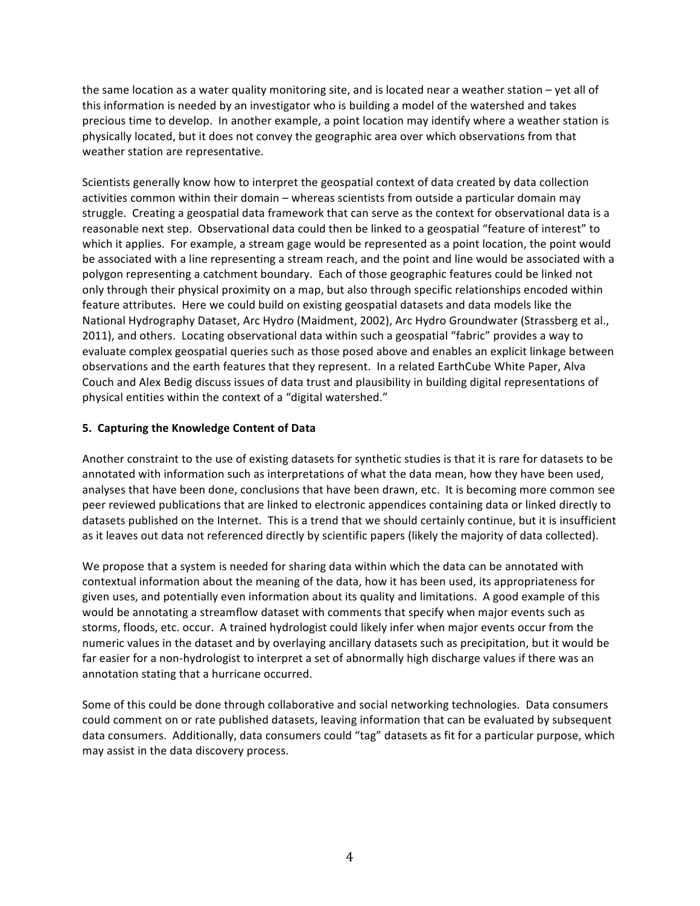the same location as a water quality monitoring site, and is located near a weather station – yet all of this information is needed by an investigator who is building a model of the watershed and takes precious time to develop. In another example, a point location may identify where a weather station is physically located, but it does not convey the geographic area over which observations from that weather station are representative.

Scientists generally know how to interpret the geospatial context of data created by data collection activities common within their domain – whereas scientists from outside a particular domain may struggle. Creating a geospatial data framework that can serve as the context for observational data is a reasonable next step. Observational data could then be linked to a geospatial "feature of interest" to which it applies. For example, a stream gage would be represented as a point location, the point would be associated with a line representing a stream reach, and the point and line would be associated with a polygon representing a catchment boundary. Each of those geographic features could be linked not only through their physical proximity on a map, but also through specific relationships encoded within feature attributes. Here we could build on existing geospatial datasets and data models like the National Hydrography Dataset, Arc Hydro (Maidment, 2002), Arc Hydro Groundwater (Strassberg et al., 2011), and others. Locating observational data within such a geospatial "fabric" provides a way to evaluate complex geospatial queries such as those posed above and enables an explicit linkage between observations and the earth features that they represent. In a related EarthCube White Paper, Alva Couch and Alex Bedig discuss issues of data trust and plausibility in building digital representations of physical entities within the context of a "digital watershed."

**5. Capturing the Knowledge Content of Data**

Another constraint to the use of existing datasets for synthetic studies is that it is rare for datasets to be annotated with information such as interpretations of what the data mean, how they have been used, analyses that have been done, conclusions that have been drawn, etc. It is becoming more common see peer reviewed publications that are linked to electronic appendices containing data or linked directly to datasets published on the Internet. This is a trend that we should certainly continue, but it is insufficient as it leaves out data not referenced directly by scientific papers (likely the majority of data collected).

We propose that a system is needed for sharing data within which the data can be annotated with contextual information about the meaning of the data, how it has been used, its appropriateness for given uses, and potentially even information about its quality and limitations. A good example of this would be annotating a streamflow dataset with comments that specify when major events such as storms, floods, etc. occur. A trained hydrologist could likely infer when major events occur from the numeric values in the dataset and by overlaying ancillary datasets such as precipitation, but it would be far easier for a non-hydrologist to interpret a set of abnormally high discharge values if there was an annotation stating that a hurricane occurred.

Some of this could be done through collaborative and social networking technologies. Data consumers could comment on or rate published datasets, leaving information that can be evaluated by subsequent data consumers. Additionally, data consumers could "tag" datasets as fit for a particular purpose, which may assist in the data discovery process.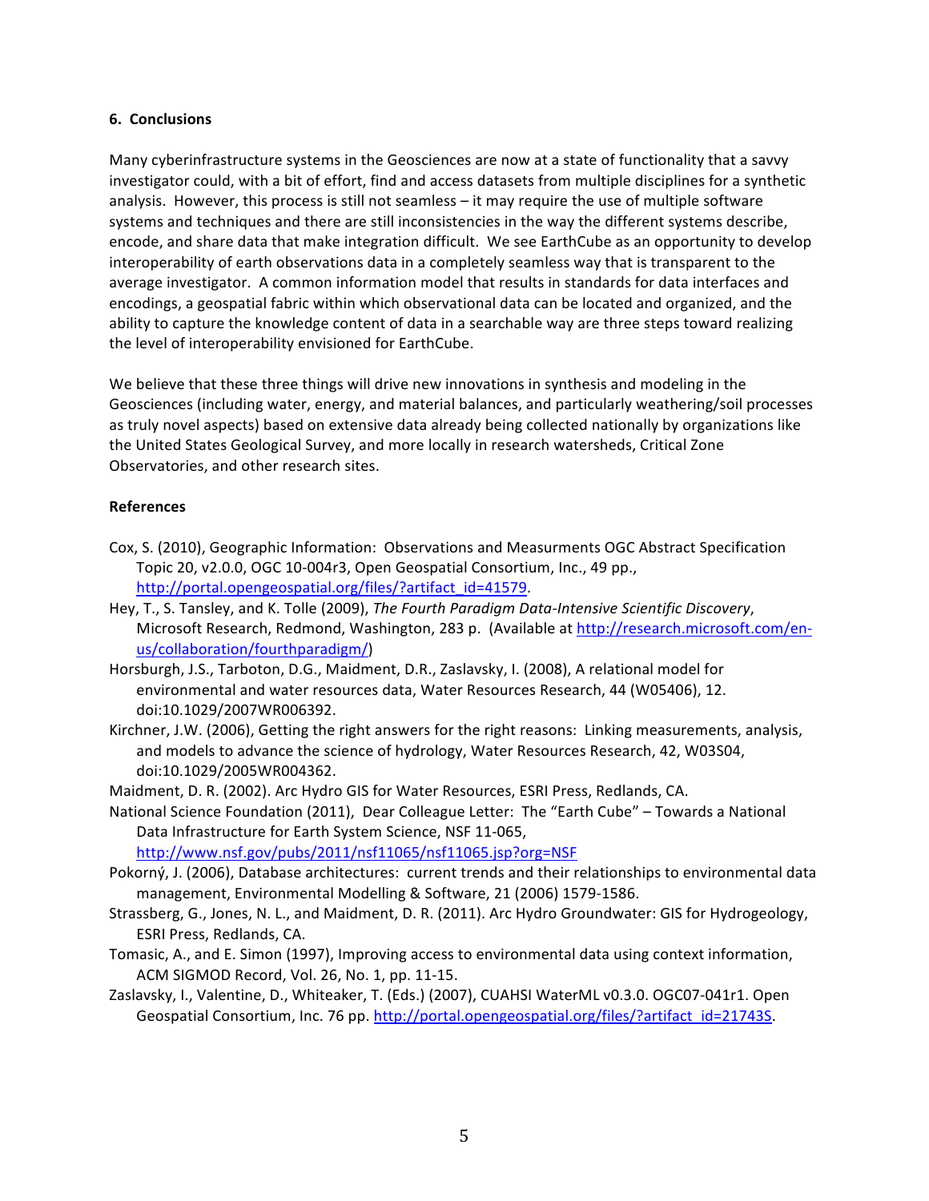## 6. Conclusions

Many cyberinfrastructure systems in the Geosciences are now at a state of functionality that a savvy investigator could, with a bit of effort, find and access datasets from multiple disciplines for a synthetic analysis. However, this process is still not seamless – it may require the use of multiple software systems and techniques and there are still inconsistencies in the way the different systems describe, encode, and share data that make integration difficult. We see EarthCube as an opportunity to develop interoperability of earth observations data in a completely seamless way that is transparent to the average investigator. A common information model that results in standards for data interfaces and encodings, a geospatial fabric within which observational data can be located and organized, and the ability to capture the knowledge content of data in a searchable way are three steps toward realizing the level of interoperability envisioned for EarthCube.

We believe that these three things will drive new innovations in synthesis and modeling in the Geosciences (including water, energy, and material balances, and particularly weathering/soil processes as truly novel aspects) based on extensive data already being collected nationally by organizations like the United States Geological Survey, and more locally in research watersheds, Critical Zone Observatories, and other research sites.

## References

Cox, S. (2010), Geographic Information: Observations and Measurments OGC Abstract Specification Topic 20, v2.0.0, OGC 10-004r3, Open Geospatial Consortium, Inc., 49 pp., http://portal.opengeospatial.org/files/?artifact_id=41579.

Hey, T., S. Tansley, and K. Tolle (2009), *The Fourth Paradigm Data-Intensive Scientific Discovery*, Microsoft Research, Redmond, Washington, 283 p. (Available at http://research.microsoft.com/en-us/collaboration/fourthparadigm/)

Horsburgh, J.S., Tarboton, D.G., Maidment, D.R., Zaslavsky, I. (2008), A relational model for environmental and water resources data, Water Resources Research, 44 (W05406), 12. doi:10.1029/2007WR006392.

Kirchner, J.W. (2006), Getting the right answers for the right reasons: Linking measurements, analysis, and models to advance the science of hydrology, Water Resources Research, 42, W03S04, doi:10.1029/2005WR004362.

Maidment, D. R. (2002). Arc Hydro GIS for Water Resources, ESRI Press, Redlands, CA.

National Science Foundation (2011), Dear Colleague Letter: The "Earth Cube" – Towards a National Data Infrastructure for Earth System Science, NSF 11-065, http://www.nsf.gov/pubs/2011/nsf11065/nsf11065.jsp?org=NSF

Pokorný, J. (2006), Database architectures: current trends and their relationships to environmental data management, Environmental Modelling & Software, 21 (2006) 1579-1586.

Strassberg, G., Jones, N. L., and Maidment, D. R. (2011). Arc Hydro Groundwater: GIS for Hydrogeology, ESRI Press, Redlands, CA.

Tomasic, A., and E. Simon (1997), Improving access to environmental data using context information, ACM SIGMOD Record, Vol. 26, No. 1, pp. 11-15.

Zaslavsky, I., Valentine, D., Whiteaker, T. (Eds.) (2007), CUAHSI WaterML v0.3.0. OGC07-041r1. Open Geospatial Consortium, Inc. 76 pp. http://portal.opengeospatial.org/files/?artifact_id=21743S.